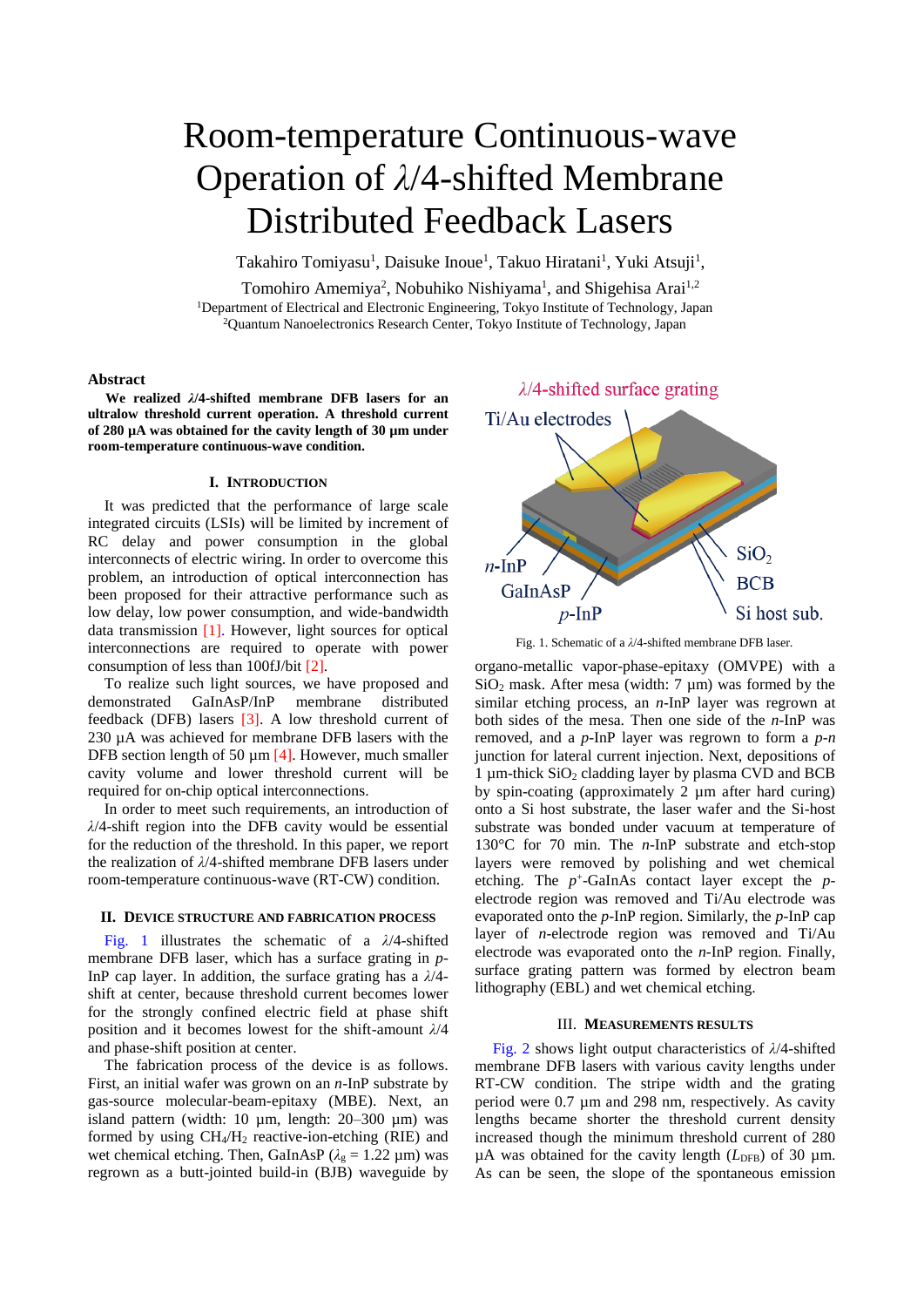# Room-temperature Continuous-wave Operation of $\lambda$/4-shifted Membrane Distributed Feedback Lasers

Takahiro Tomiyasu[1], Daisuke Inoue[1], Takuo Hiratani[1], Yuki Atsuji[1], Tomohiro Amemiya[2], Nobuhiko Nishiyama[1], and Shigehisa Arai[1,2]

[1]Department of Electrical and Electronic Engineering, Tokyo Institute of Technology, Japan
[2]Quantum Nanoelectronics Research Center, Tokyo Institute of Technology, Japan

### Abstract

**We realized $\lambda$/4-shifted membrane DFB lasers for an ultralow threshold current operation. A threshold current of 280 μA was obtained for the cavity length of 30 μm under room-temperature continuous-wave condition.**

## I. Introduction

It was predicted that the performance of large scale integrated circuits (LSIs) will be limited by increment of RC delay and power consumption in the global interconnects of electric wiring. In order to overcome this problem, an introduction of optical interconnection has been proposed for their attractive performance such as low delay, low power consumption, and wide-bandwidth data transmission [1]. However, light sources for optical interconnections are required to operate with power consumption of less than 100fJ/bit [2].

To realize such light sources, we have proposed and demonstrated GaInAsP/InP membrane distributed feedback (DFB) lasers [3]. A low threshold current of 230 μA was achieved for membrane DFB lasers with the DFB section length of 50 μm [4]. However, much smaller cavity volume and lower threshold current will be required for on-chip optical interconnections.

In order to meet such requirements, an introduction of $\lambda$/4-shift region into the DFB cavity would be essential for the reduction of the threshold. In this paper, we report the realization of $\lambda$/4-shifted membrane DFB lasers under room-temperature continuous-wave (RT-CW) condition.

## II. Device Structure and Fabrication Process

Fig. 1 illustrates the schematic of a $\lambda$/4-shifted membrane DFB laser, which has a surface grating in *p*-InP cap layer. In addition, the surface grating has a $\lambda$/4-shift at center, because threshold current becomes lower for the strongly confined electric field at phase shift position and it becomes lowest for the shift-amount $\lambda$/4 and phase-shift position at center.

The fabrication process of the device is as follows. First, an initial wafer was grown on an *n*-InP substrate by gas-source molecular-beam-epitaxy (MBE). Next, an island pattern (width: 10 μm, length: 20–300 μm) was formed by using $CH_4/H_2$ reactive-ion-etching (RIE) and wet chemical etching. Then, GaInAsP ($\lambda_g$ = 1.22 μm) was regrown as a butt-jointed build-in (BJB) waveguide by organo-metallic vapor-phase-epitaxy (OMVPE) with a $SiO_2$ mask. After mesa (width: 7 μm) was formed by the similar etching process, an *n*-InP layer was regrown at both sides of the mesa. Then one side of the *n*-InP was removed, and a *p*-InP layer was regrown to form a *p*-*n* junction for lateral current injection. Next, depositions of 1 μm-thick $SiO_2$ cladding layer by plasma CVD and BCB by spin-coating (approximately 2 μm after hard curing) onto a Si host substrate, the laser wafer and the Si-host substrate was bonded under vacuum at temperature of 130°C for 70 min. The *n*-InP substrate and etch-stop layers were removed by polishing and wet chemical etching. The $p^+$-GaInAs contact layer except the *p*-electrode region was removed and Ti/Au electrode was evaporated onto the *p*-InP region. Similarly, the *p*-InP cap layer of *n*-electrode region was removed and Ti/Au electrode was evaporated onto the *n*-InP region. Finally, surface grating pattern was formed by electron beam lithography (EBL) and wet chemical etching.

Fig. 1. Schematic of a $\lambda$/4-shifted membrane DFB laser.

## III. Measurements Results

Fig. 2 shows light output characteristics of $\lambda$/4-shifted membrane DFB lasers with various cavity lengths under RT-CW condition. The stripe width and the grating period were 0.7 μm and 298 nm, respectively. As cavity lengths became shorter the threshold current density increased though the minimum threshold current of 280 μA was obtained for the cavity length ($L_{DFB}$) of 30 μm. As can be seen, the slope of the spontaneous emission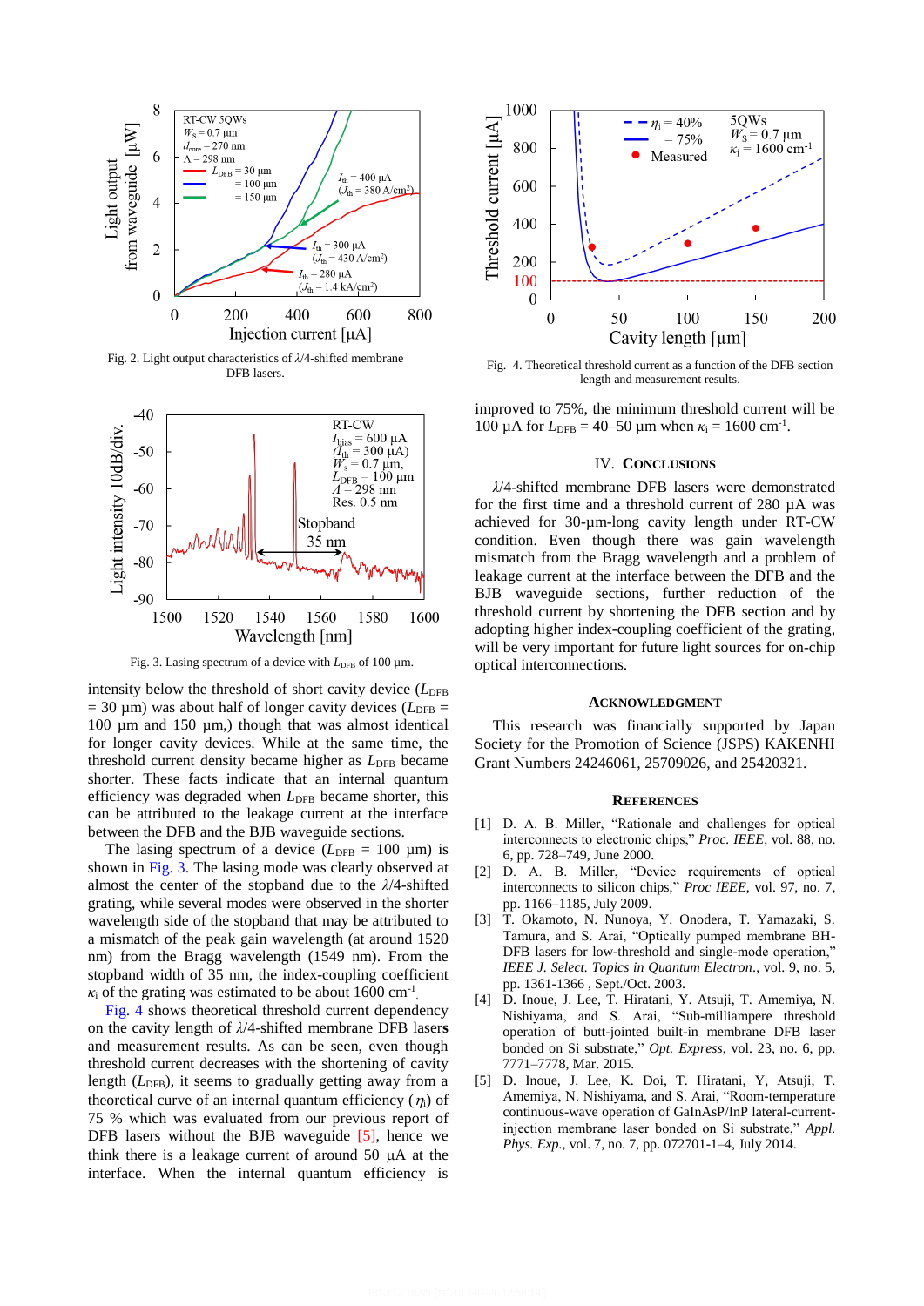8
6
4
2
0
Light output from waveguide [μW]
0
200
400
600
800
Injection current [μA]
RT-CW 5QWs
$W_S$ = 0.7 μm
$d_{core}$ = 270 nm
Λ = 298 nm
$L_{DFB}$ = 30 μm
= 100 μm
= 150 μm
$I_{th}$ = 400 μA
($J_{th}$ = 380 A/cm²)
$I_{th}$ = 300 μA
($J_{th}$ = 430 A/cm²)
$I_{th}$ = 280 μA
($J_{th}$ = 1.4 kA/cm²)

Fig. 2. Light output characteristics of λ/4-shifted membrane DFB lasers.

-40
-50
-60
-70
-80
-90
Light intensity 10dB/div.
1500
1520
1540
1560
1580
1600
Wavelength [nm]
RT-CW
$I_{bias}$ = 600 μA
($I_{th}$ = 300 μA)
$W_s$ = 0.7 μm,
$L_{DFB}$ = 100 μm
Λ = 298 nm
Res. 0.5 nm
Stopband
35 nm

Fig. 3. Lasing spectrum of a device with $L_{DFB}$ of 100 μm.

intensity below the threshold of short cavity device ($L_{DFB}$ = 30 μm) was about half of longer cavity devices ($L_{DFB}$ = 100 μm and 150 μm,) though that was almost identical for longer cavity devices. While at the same time, the threshold current density became higher as $L_{DFB}$ became shorter. These facts indicate that an internal quantum efficiency was degraded when $L_{DFB}$ became shorter, this can be attributed to the leakage current at the interface between the DFB and the BJB waveguide sections.

The lasing spectrum of a device ($L_{DFB}$ = 100 μm) is shown in Fig. 3. The lasing mode was clearly observed at almost the center of the stopband due to the λ/4-shifted grating, while several modes were observed in the shorter wavelength side of the stopband that may be attributed to a mismatch of the peak gain wavelength (at around 1520 nm) from the Bragg wavelength (1549 nm). From the stopband width of 35 nm, the index-coupling coefficient $\kappa_i$ of the grating was estimated to be about 1600 cm$^{-1}$.

Fig. 4 shows theoretical threshold current dependency on the cavity length of λ/4-shifted membrane DFB lasers and measurement results. As can be seen, even though threshold current decreases with the shortening of cavity length ($L_{DFB}$), it seems to gradually getting away from a theoretical curve of an internal quantum efficiency ($\eta_i$) of 75 % which was evaluated from our previous report of DFB lasers without the BJB waveguide [5], hence we think there is a leakage current of around 50 μA at the interface. When the internal quantum efficiency is

1000
800
600
400
200
100
0
Threshold current [μA]
0
50
100
150
200
Cavity length [μm]
$\eta_i$ = 40%
= 75%
Measured
5QWs
$W_S$ = 0.7 μm
$\kappa_i$ = 1600 cm$^{-1}$

Fig. 4. Theoretical threshold current as a function of the DFB section length and measurement results.

improved to 75%, the minimum threshold current will be 100 μA for $L_{DFB}$ = 40–50 μm when $\kappa_i$ = 1600 cm$^{-1}$.

## IV. Conclusions

λ/4-shifted membrane DFB lasers were demonstrated for the first time and a threshold current of 280 μA was achieved for 30-μm-long cavity length under RT-CW condition. Even though there was gain wavelength mismatch from the Bragg wavelength and a problem of leakage current at the interface between the DFB and the BJB waveguide sections, further reduction of the threshold current by shortening the DFB section and by adopting higher index-coupling coefficient of the grating, will be very important for future light sources for on-chip optical interconnections.

## Acknowledgment

This research was financially supported by Japan Society for the Promotion of Science (JSPS) KAKENHI Grant Numbers 24246061, 25709026, and 25420321.

## References

[1] D. A. B. Miller, "Rationale and challenges for optical interconnects to electronic chips," *Proc. IEEE*, vol. 88, no. 6, pp. 728–749, June 2000.

[2] D. A. B. Miller, "Device requirements of optical interconnects to silicon chips," *Proc IEEE*, vol. 97, no. 7, pp. 1166–1185, July 2009.

[3] T. Okamoto, N. Nunoya, Y. Onodera, T. Yamazaki, S. Tamura, and S. Arai, "Optically pumped membrane BH-DFB lasers for low-threshold and single-mode operation," *IEEE J. Select. Topics in Quantum Electron*., vol. 9, no. 5, pp. 1361-1366 , Sept./Oct. 2003.

[4] D. Inoue, J. Lee, T. Hiratani, Y. Atsuji, T. Amemiya, N. Nishiyama, and S. Arai, "Sub-milliampere threshold operation of butt-jointed built-in membrane DFB laser bonded on Si substrate," *Opt. Express,* vol. 23, no. 6, pp. 7771–7778, Mar. 2015.

[5] D. Inoue, J. Lee, K. Doi, T. Hiratani, Y, Atsuji, T. Amemiya, N. Nishiyama, and S. Arai, "Room-temperature continuous-wave operation of GaInAsP/InP lateral-current-injection membrane laser bonded on Si substrate," *Appl. Phys. Exp.*, vol. 7, no. 7, pp. 072701-1–4, July 2014.